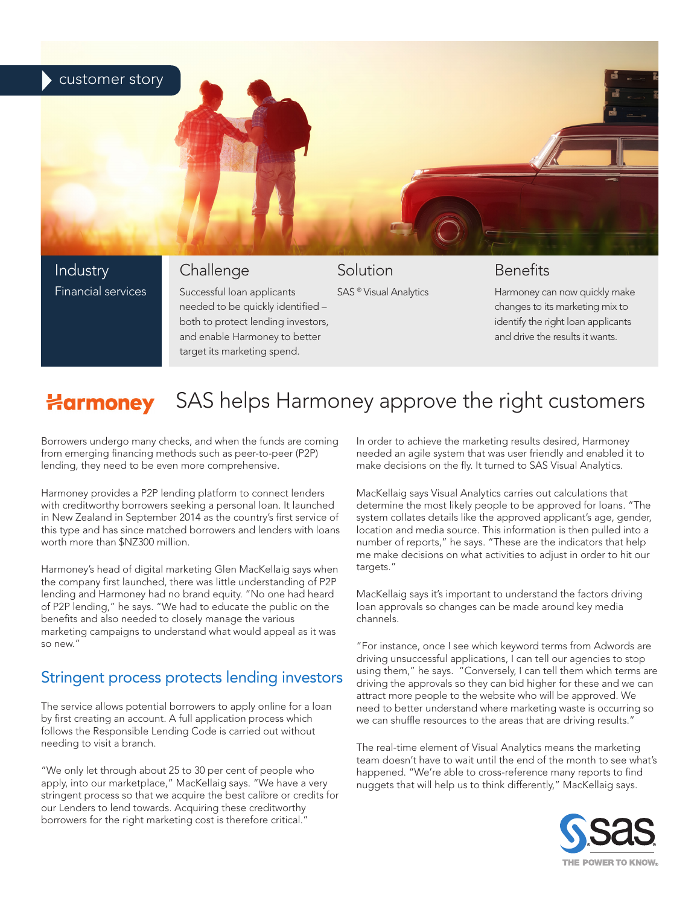customer story

| Industry | Challenge | Solution | Benefits |
| --- | --- | --- | --- |
| Financial services | Successful loan applicants needed to be quickly identified – both to protect lending investors, and enable Harmoney to better target its marketing spend. | SAS® Visual Analytics | Harmoney can now quickly make changes to its marketing mix to identify the right loan applicants and drive the results it wants. |

# SAS helps Harmoney approve the right customers

Borrowers undergo many checks, and when the funds are coming from emerging financing methods such as peer-to-peer (P2P) lending, they need to be even more comprehensive.

Harmoney provides a P2P lending platform to connect lenders with creditworthy borrowers seeking a personal loan. It launched in New Zealand in September 2014 as the country's first service of this type and has since matched borrowers and lenders with loans worth more than $NZ300 million.

Harmoney's head of digital marketing Glen MacKellaig says when the company first launched, there was little understanding of P2P lending and Harmoney had no brand equity. "No one had heard of P2P lending," he says. "We had to educate the public on the benefits and also needed to closely manage the various marketing campaigns to understand what would appeal as it was so new."

## Stringent process protects lending investors

The service allows potential borrowers to apply online for a loan by first creating an account. A full application process which follows the Responsible Lending Code is carried out without needing to visit a branch.

"We only let through about 25 to 30 per cent of people who apply, into our marketplace," MacKellaig says. "We have a very stringent process so that we acquire the best calibre or credits for our Lenders to lend towards. Acquiring these creditworthy borrowers for the right marketing cost is therefore critical."

In order to achieve the marketing results desired, Harmoney needed an agile system that was user friendly and enabled it to make decisions on the fly. It turned to SAS Visual Analytics.

MacKellaig says Visual Analytics carries out calculations that determine the most likely people to be approved for loans. "The system collates details like the approved applicant's age, gender, location and media source. This information is then pulled into a number of reports," he says. "These are the indicators that help me make decisions on what activities to adjust in order to hit our targets."

MacKellaig says it's important to understand the factors driving loan approvals so changes can be made around key media channels.

"For instance, once I see which keyword terms from Adwords are driving unsuccessful applications, I can tell our agencies to stop using them," he says. "Conversely, I can tell them which terms are driving the approvals so they can bid higher for these and we can attract more people to the website who will be approved. We need to better understand where marketing waste is occurring so we can shuffle resources to the areas that are driving results."

The real-time element of Visual Analytics means the marketing team doesn't have to wait until the end of the month to see what's happened. "We're able to cross-reference many reports to find nuggets that will help us to think differently," MacKellaig says.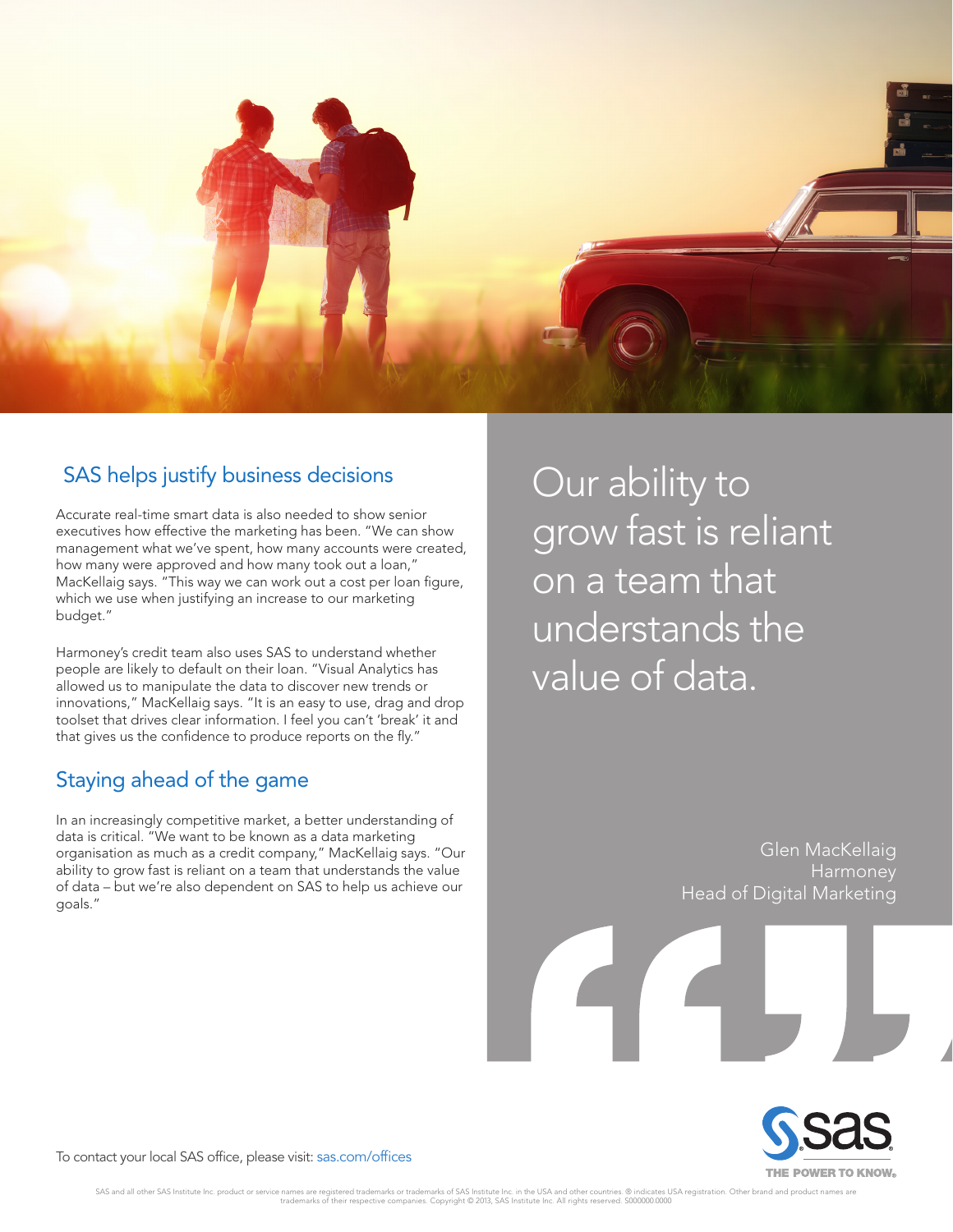## SAS helps justify business decisions

Accurate real-time smart data is also needed to show senior executives how effective the marketing has been. "We can show management what we've spent, how many accounts were created, how many were approved and how many took out a loan," MacKellaig says. "This way we can work out a cost per loan figure, which we use when justifying an increase to our marketing budget."

Harmoney's credit team also uses SAS to understand whether people are likely to default on their loan. "Visual Analytics has allowed us to manipulate the data to discover new trends or innovations," MacKellaig says. "It is an easy to use, drag and drop toolset that drives clear information. I feel you can't 'break' it and that gives us the confidence to produce reports on the fly."

## Staying ahead of the game

In an increasingly competitive market, a better understanding of data is critical. "We want to be known as a data marketing organisation as much as a credit company," MacKellaig says. "Our ability to grow fast is reliant on a team that understands the value of data – but we're also dependent on SAS to help us achieve our goals."

> Our ability to grow fast is reliant on a team that understands the value of data.
>
> Glen MacKellaig
> Harmoney
> Head of Digital Marketing

To contact your local SAS office, please visit: sas.com/offices

THE POWER TO KNOW.

SAS and all other SAS Institute Inc. product or service names are registered trademarks or trademarks of SAS Institute Inc. in the USA and other countries. ® indicates USA registration. Other brand and product names are trademarks of their respective companies. Copyright © 2013, SAS Institute Inc. All rights reserved. S000000.0000